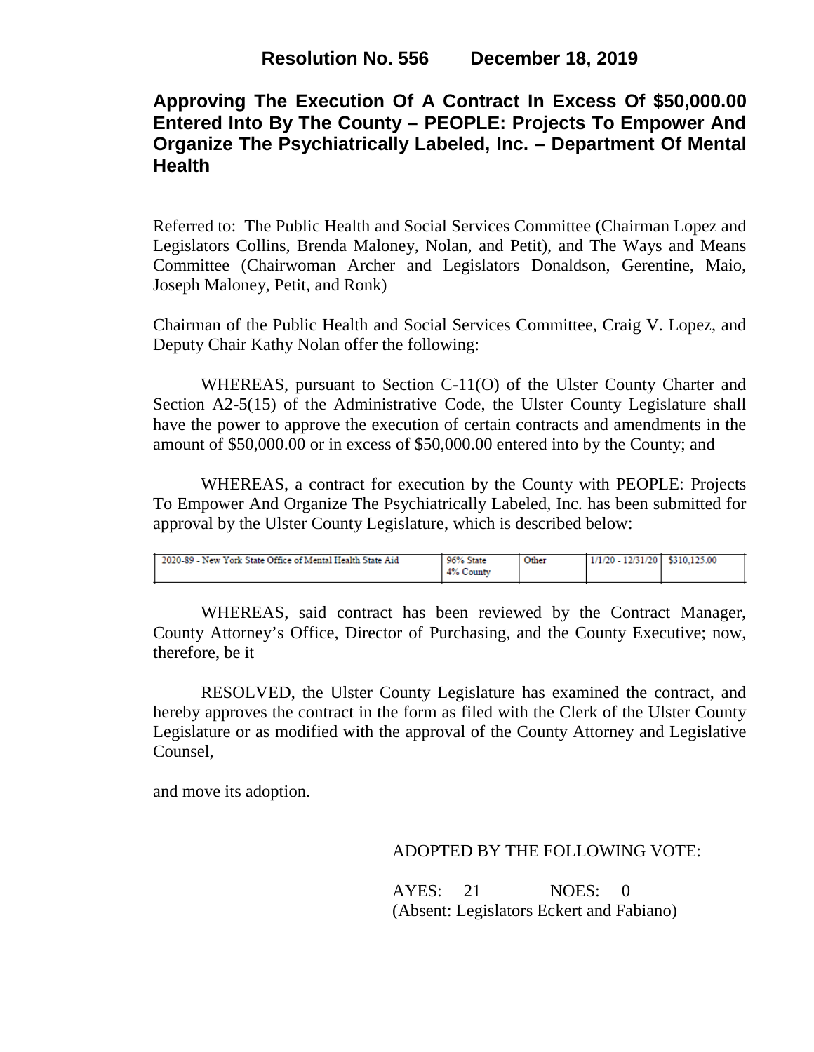# Resolution No. 556 December 18, 2019

## Approving The Execution Of A Contract In Excess Of $50,000.00 Entered Into By The County – PEOPLE: Projects To Empower And Organize The Psychiatrically Labeled, Inc. – Department Of Mental Health

Referred to: The Public Health and Social Services Committee (Chairman Lopez and Legislators Collins, Brenda Maloney, Nolan, and Petit), and The Ways and Means Committee (Chairwoman Archer and Legislators Donaldson, Gerentine, Maio, Joseph Maloney, Petit, and Ronk)

Chairman of the Public Health and Social Services Committee, Craig V. Lopez, and Deputy Chair Kathy Nolan offer the following:

WHEREAS, pursuant to Section C-11(O) of the Ulster County Charter and Section A2-5(15) of the Administrative Code, the Ulster County Legislature shall have the power to approve the execution of certain contracts and amendments in the amount of $50,000.00 or in excess of $50,000.00 entered into by the County; and

WHEREAS, a contract for execution by the County with PEOPLE: Projects To Empower And Organize The Psychiatrically Labeled, Inc. has been submitted for approval by the Ulster County Legislature, which is described below:

| | | | | |
|---|---|---|---|---|
| 2020-89 - New York State Office of Mental Health State Aid | 96% State 4% County | Other | 1/1/20 - 12/31/20 | $310,125.00 |

WHEREAS, said contract has been reviewed by the Contract Manager, County Attorney's Office, Director of Purchasing, and the County Executive; now, therefore, be it

RESOLVED, the Ulster County Legislature has examined the contract, and hereby approves the contract in the form as filed with the Clerk of the Ulster County Legislature or as modified with the approval of the County Attorney and Legislative Counsel,

and move its adoption.

ADOPTED BY THE FOLLOWING VOTE:

AYES: 21 NOES: 0
(Absent: Legislators Eckert and Fabiano)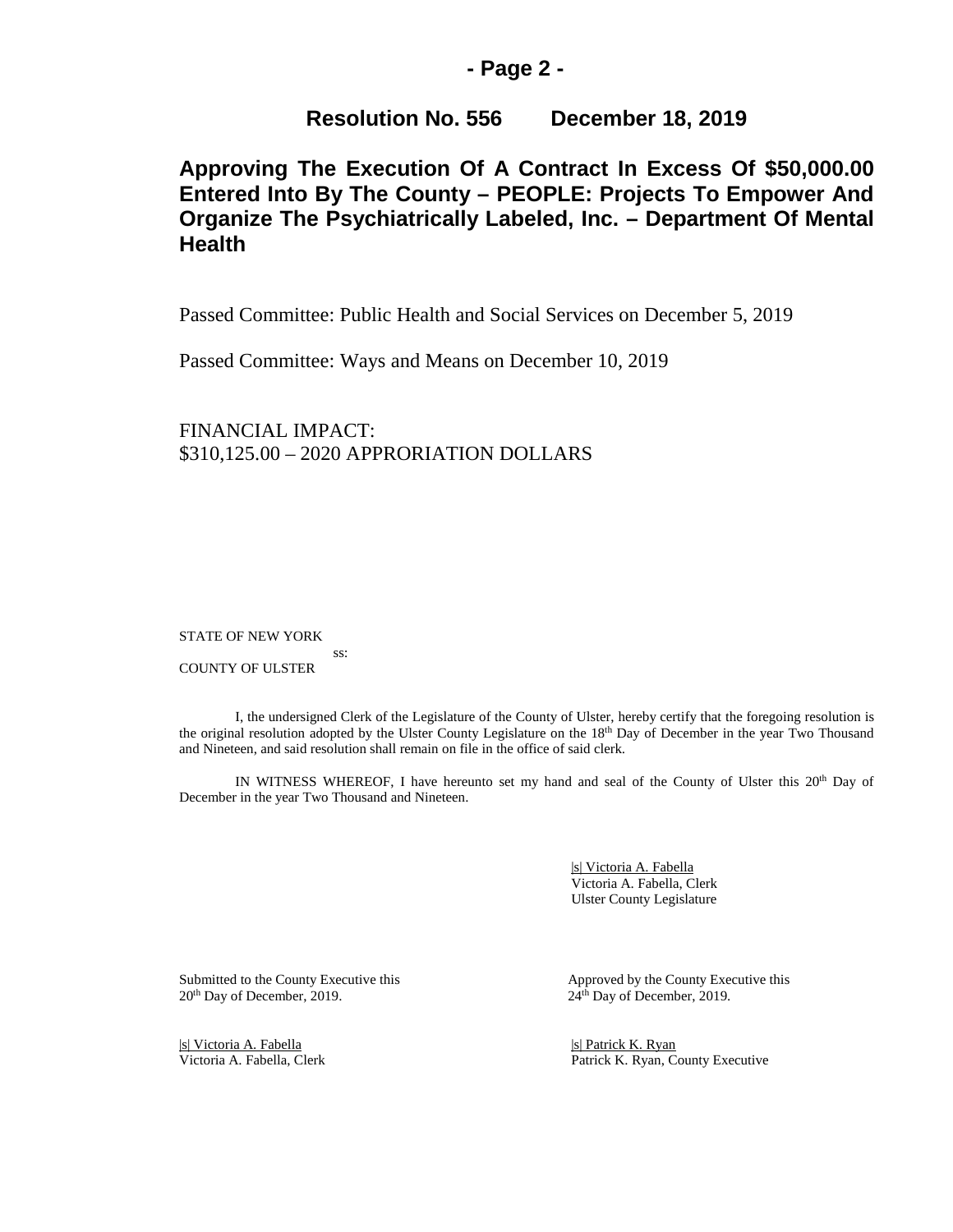## Resolution No. 556 December 18, 2019

## Approving The Execution Of A Contract In Excess Of $50,000.00 Entered Into By The County – PEOPLE: Projects To Empower And Organize The Psychiatrically Labeled, Inc. – Department Of Mental Health

Passed Committee: Public Health and Social Services on December 5, 2019

Passed Committee: Ways and Means on December 10, 2019

FINANCIAL IMPACT:
$310,125.00 – 2020 APPRORIATION DOLLARS

STATE OF NEW YORK
ss:
COUNTY OF ULSTER

I, the undersigned Clerk of the Legislature of the County of Ulster, hereby certify that the foregoing resolution is the original resolution adopted by the Ulster County Legislature on the 18th Day of December in the year Two Thousand and Nineteen, and said resolution shall remain on file in the office of said clerk.

IN WITNESS WHEREOF, I have hereunto set my hand and seal of the County of Ulster this 20th Day of December in the year Two Thousand and Nineteen.

|s| Victoria A. Fabella
Victoria A. Fabella, Clerk
Ulster County Legislature

Submitted to the County Executive this 20th Day of December, 2019.

|s| Victoria A. Fabella
Victoria A. Fabella, Clerk

Approved by the County Executive this 24th Day of December, 2019.

|s| Patrick K. Ryan
Patrick K. Ryan, County Executive